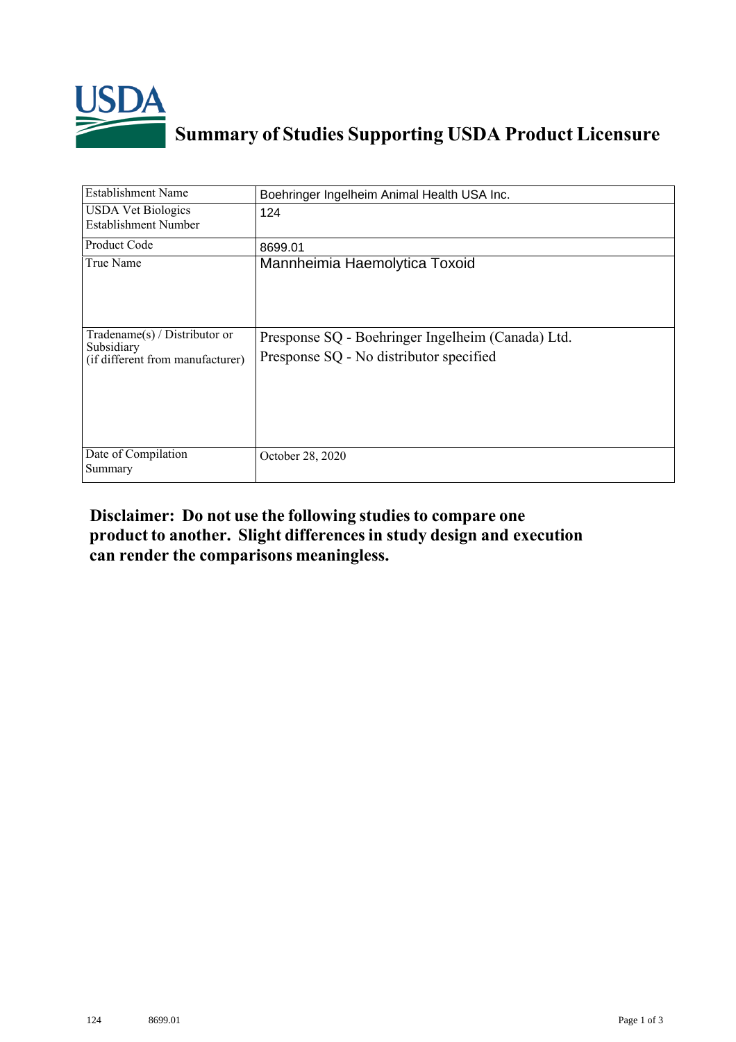# Summary of Studies Supporting USDA Product Licensure

| | |
|---|---|
| Establishment Name | Boehringer Ingelheim Animal Health USA Inc. |
| USDA Vet Biologics Establishment Number | 124 |
| Product Code | 8699.01 |
| True Name | Mannheimia Haemolytica Toxoid |
| Tradename(s) / Distributor or Subsidiary (if different from manufacturer) | Presponse SQ - Boehringer Ingelheim (Canada) Ltd.<br>Presponse SQ - No distributor specified |
| Date of Compilation Summary | October 28, 2020 |

**Disclaimer: Do not use the following studies to compare one product to another. Slight differences in study design and execution can render the comparisons meaningless.**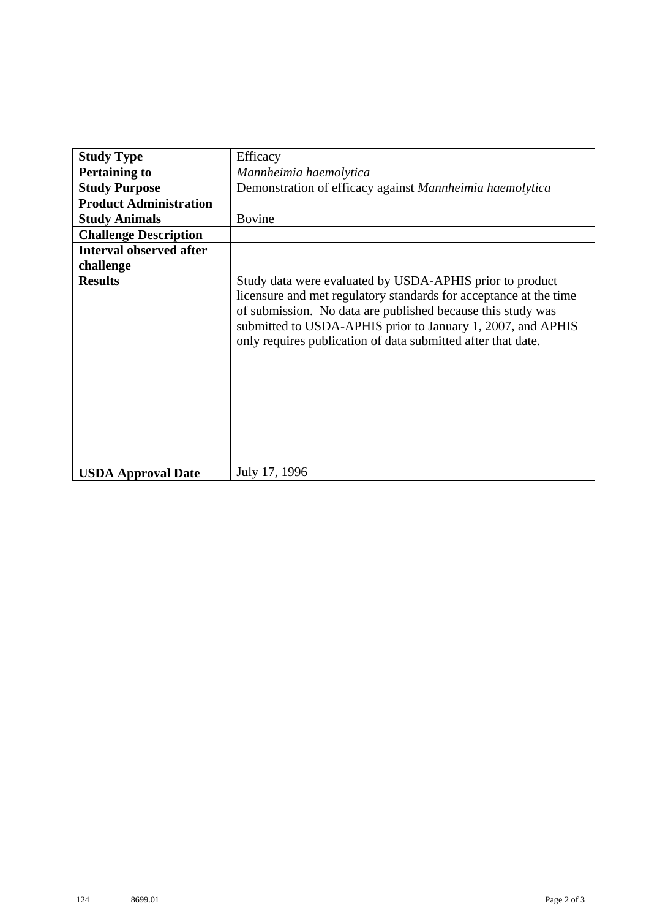| Study Type | Efficacy |
|---|---|
| **Pertaining to** | *Mannheimia haemolytica* |
| **Study Purpose** | Demonstration of efficacy against *Mannheimia haemolytica* |
| **Product Administration** | |
| **Study Animals** | Bovine |
| **Challenge Description** | |
| **Interval observed after challenge** | |
| **Results** | Study data were evaluated by USDA-APHIS prior to product licensure and met regulatory standards for acceptance at the time of submission. No data are published because this study was submitted to USDA-APHIS prior to January 1, 2007, and APHIS only requires publication of data submitted after that date. |
| **USDA Approval Date** | July 17, 1996 |

124 8699.01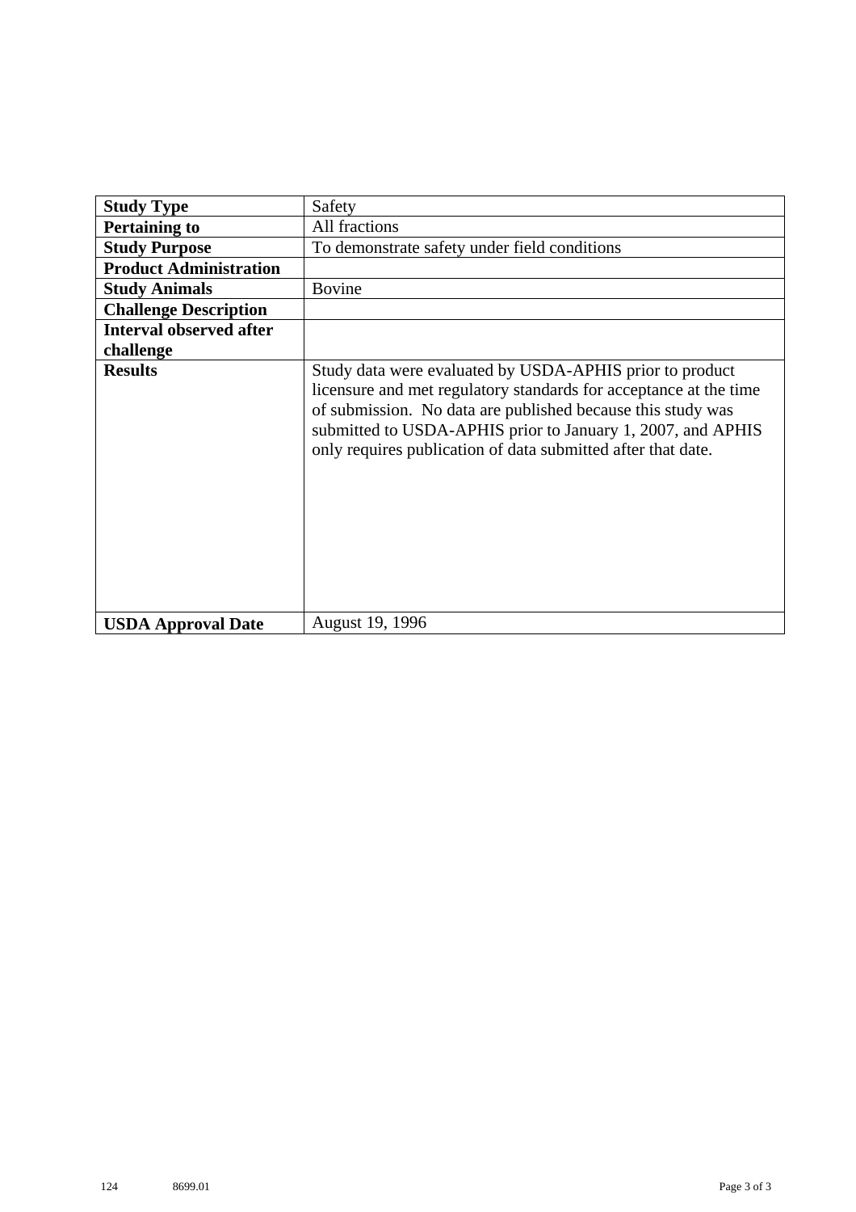| | |
|---|---|
| **Study Type** | Safety |
| **Pertaining to** | All fractions |
| **Study Purpose** | To demonstrate safety under field conditions |
| **Product Administration** | |
| **Study Animals** | Bovine |
| **Challenge Description** | |
| **Interval observed after challenge** | |
| **Results** | Study data were evaluated by USDA-APHIS prior to product licensure and met regulatory standards for acceptance at the time of submission. No data are published because this study was submitted to USDA-APHIS prior to January 1, 2007, and APHIS only requires publication of data submitted after that date. |
| **USDA Approval Date** | August 19, 1996 |

124 8699.01